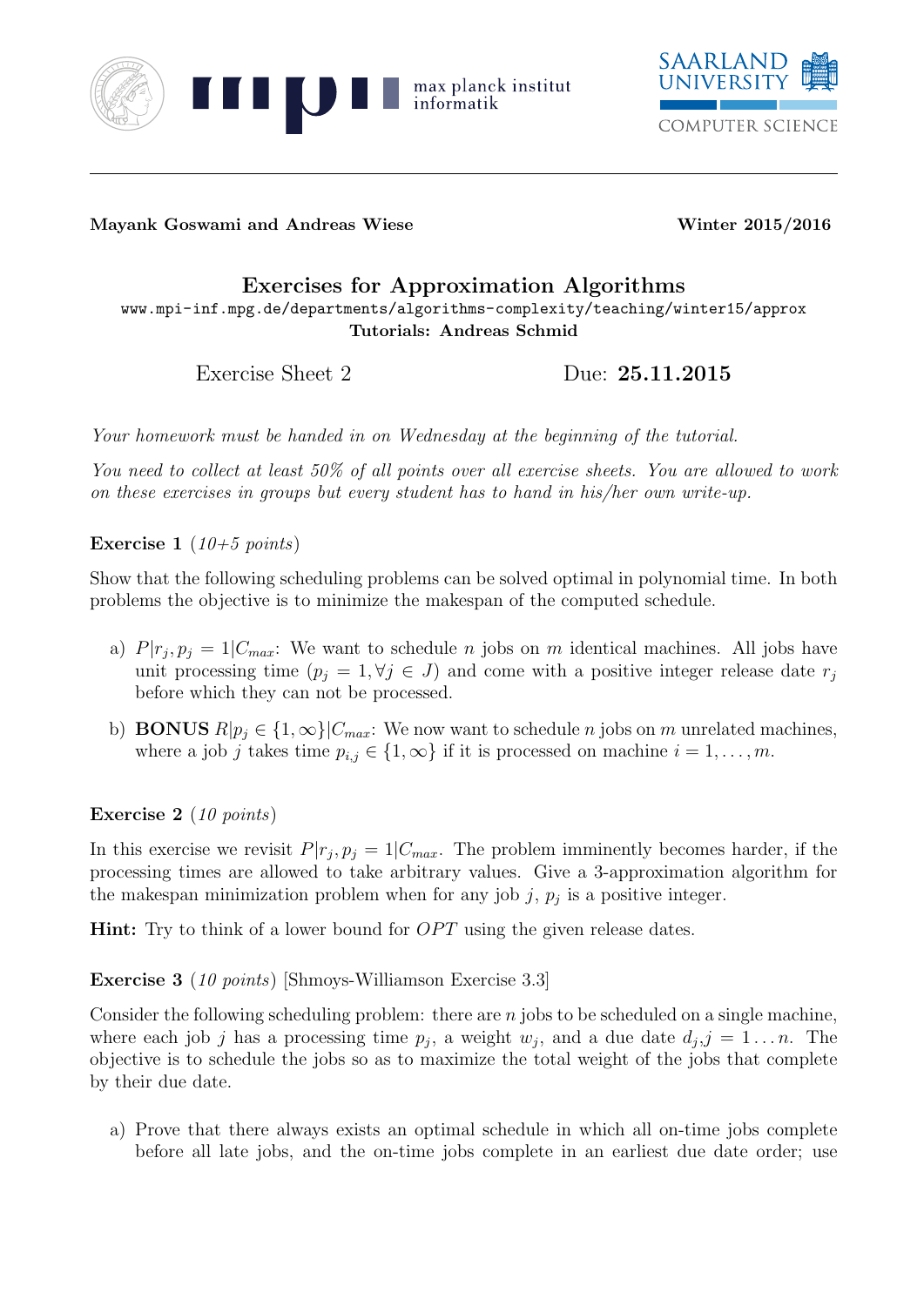**Mayank Goswami and Andreas Wiese** **Winter 2015/2016**

# Exercises for Approximation Algorithms

www.mpi-inf.mpg.de/departments/algorithms-complexity/teaching/winter15/approx

**Tutorials: Andreas Schmid**

Exercise Sheet 2 Due: **25.11.2015**

*Your homework must be handed in on Wednesday at the beginning of the tutorial.*

*You need to collect at least 50% of all points over all exercise sheets. You are allowed to work on these exercises in groups but every student has to hand in his/her own write-up.*

**Exercise 1** (*10+5 points*)

Show that the following scheduling problems can be solved optimal in polynomial time. In both problems the objective is to minimize the makespan of the computed schedule.

a) $P|r_j, p_j = 1|C_{max}$: We want to schedule $n$ jobs on $m$ identical machines. All jobs have unit processing time ($p_j = 1, \forall j \in J$) and come with a positive integer release date $r_j$ before which they can not be processed.

b) **BONUS** $R|p_j \in \{1, \infty\}|C_{max}$: We now want to schedule $n$ jobs on $m$ unrelated machines, where a job $j$ takes time $p_{i,j} \in \{1, \infty\}$ if it is processed on machine $i = 1, \ldots, m$.

**Exercise 2** (*10 points*)

In this exercise we revisit $P|r_j, p_j = 1|C_{max}$. The problem imminently becomes harder, if the processing times are allowed to take arbitrary values. Give a 3-approximation algorithm for the makespan minimization problem when for any job $j$, $p_j$ is a positive integer.

**Hint:** Try to think of a lower bound for $OPT$ using the given release dates.

**Exercise 3** (*10 points*) [Shmoys-Williamson Exercise 3.3]

Consider the following scheduling problem: there are $n$ jobs to be scheduled on a single machine, where each job $j$ has a processing time $p_j$, a weight $w_j$, and a due date $d_j, j = 1 \ldots n$. The objective is to schedule the jobs so as to maximize the total weight of the jobs that complete by their due date.

a) Prove that there always exists an optimal schedule in which all on-time jobs complete before all late jobs, and the on-time jobs complete in an earliest due date order; use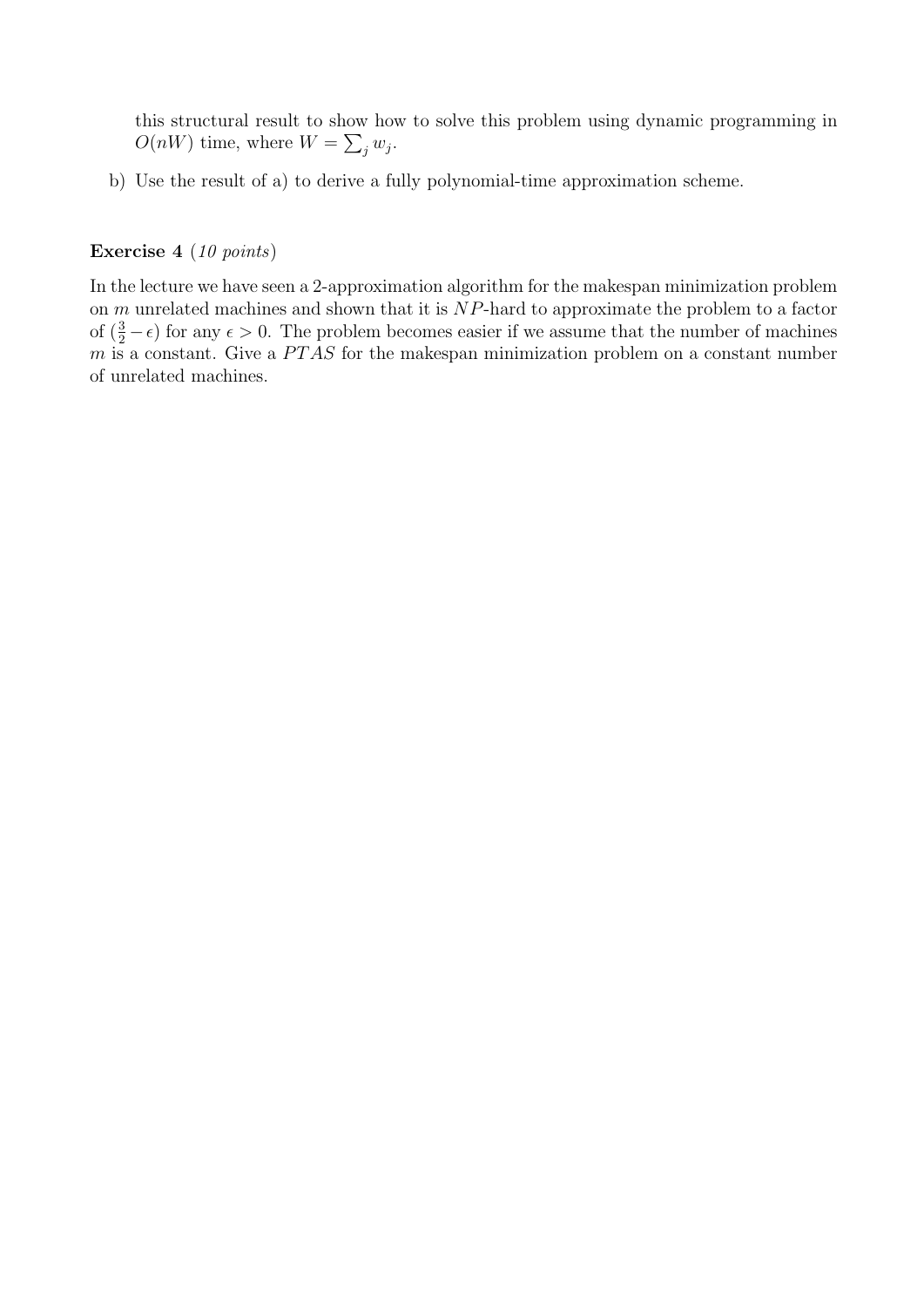this structural result to show how to solve this problem using dynamic programming in $O(nW)$ time, where $W = \sum_j w_j$.

b) Use the result of a) to derive a fully polynomial-time approximation scheme.

**Exercise 4** (*10 points*)

In the lecture we have seen a 2-approximation algorithm for the makespan minimization problem on $m$ unrelated machines and shown that it is $NP$-hard to approximate the problem to a factor of $(\frac{3}{2} - \epsilon)$ for any $\epsilon > 0$. The problem becomes easier if we assume that the number of machines $m$ is a constant. Give a $PTAS$ for the makespan minimization problem on a constant number of unrelated machines.